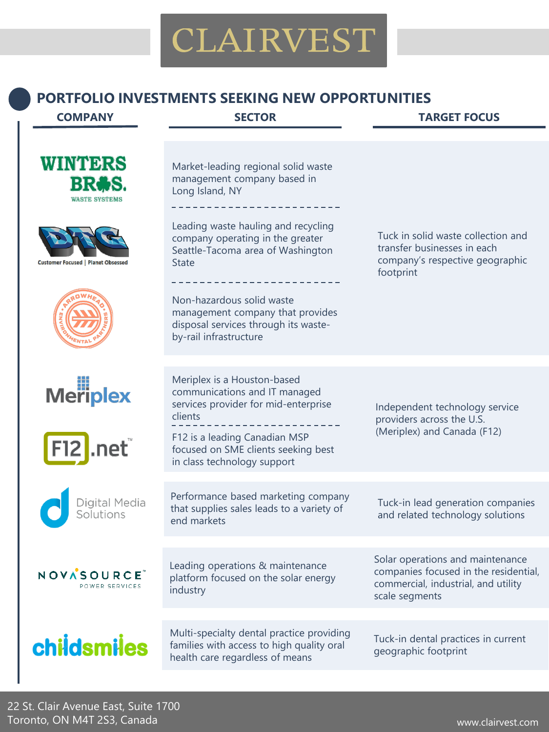# CLAIRVEST

## PORTFOLIO INVESTMENTS SEEKING NEW OPPORTUNITIES

| COMPANY | SECTOR | TARGET FOCUS |
|---|---|---|
| Winters Bros. Waste Systems | Market-leading regional solid waste management company based in Long Island, NY | Tuck in solid waste collection and transfer businesses in each company's respective geographic footprint |
| DTG (Customer Focused \| Planet Obsessed) | Leading waste hauling and recycling company operating in the greater Seattle-Tacoma area of Washington State | |
| Arrowhead Environmental Partners | Non-hazardous solid waste management company that provides disposal services through its waste-by-rail infrastructure | |
| Meriplex | Meriplex is a Houston-based communications and IT managed services provider for mid-enterprise clients | Independent technology service providers across the U.S. (Meriplex) and Canada (F12) |
| F12.net | F12 is a leading Canadian MSP focused on SME clients seeking best in class technology support | |
| Digital Media Solutions | Performance based marketing company that supplies sales leads to a variety of end markets | Tuck-in lead generation companies and related technology solutions |
| NovaSource Power Services | Leading operations & maintenance platform focused on the solar energy industry | Solar operations and maintenance companies focused in the residential, commercial, industrial, and utility scale segments |
| childsmiles | Multi-specialty dental practice providing families with access to high quality oral health care regardless of means | Tuck-in dental practices in current geographic footprint |

22 St. Clair Avenue East, Suite 1700
Toronto, ON M4T 2S3, Canada

www.clairvest.com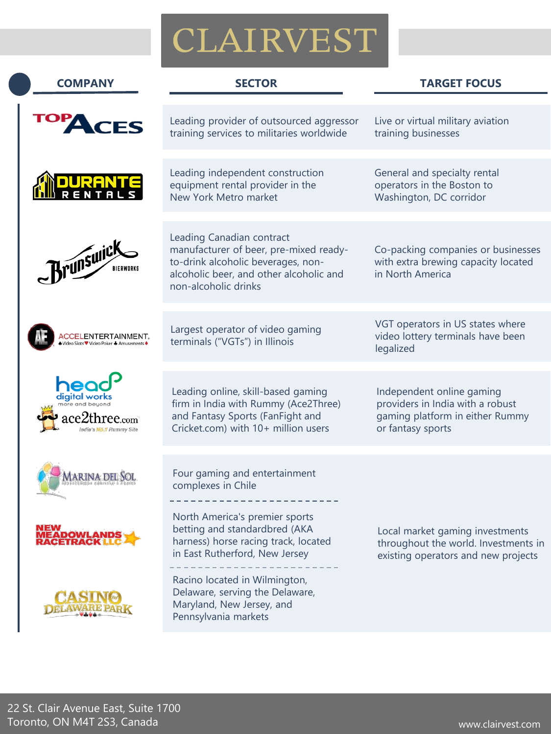# CLAIRVEST

| COMPANY | SECTOR | TARGET FOCUS |
|---|---|---|
| Top Aces | Leading provider of outsourced aggressor training services to militaries worldwide | Live or virtual military aviation training businesses |
| Durante Rentals | Leading independent construction equipment rental provider in the New York Metro market | General and specialty rental operators in the Boston to Washington, DC corridor |
| Brunswick Bierworks | Leading Canadian contract manufacturer of beer, pre-mixed ready-to-drink alcoholic beverages, non-alcoholic beer, and other alcoholic and non-alcoholic drinks | Co-packing companies or businesses with extra brewing capacity located in North America |
| Accel Entertainment | Largest operator of video gaming terminals ("VGTs") in Illinois | VGT operators in US states where video lottery terminals have been legalized |
| Head Digital Works / ace2three.com | Leading online, skill-based gaming firm in India with Rummy (Ace2Three) and Fantasy Sports (FanFight and Cricket.com) with 10+ million users | Independent online gaming providers in India with a robust gaming platform in either Rummy or fantasy sports |
| Marina del Sol | Four gaming and entertainment complexes in Chile | Local market gaming investments throughout the world. Investments in existing operators and new projects |
| New Meadowlands Racetrack LLC | North America's premier sports betting and standardbred (AKA harness) horse racing track, located in East Rutherford, New Jersey | |
| Casino Delaware Park | Racino located in Wilmington, Delaware, serving the Delaware, Maryland, New Jersey, and Pennsylvania markets | |

22 St. Clair Avenue East, Suite 1700
Toronto, ON M4T 2S3, Canada

www.clairvest.com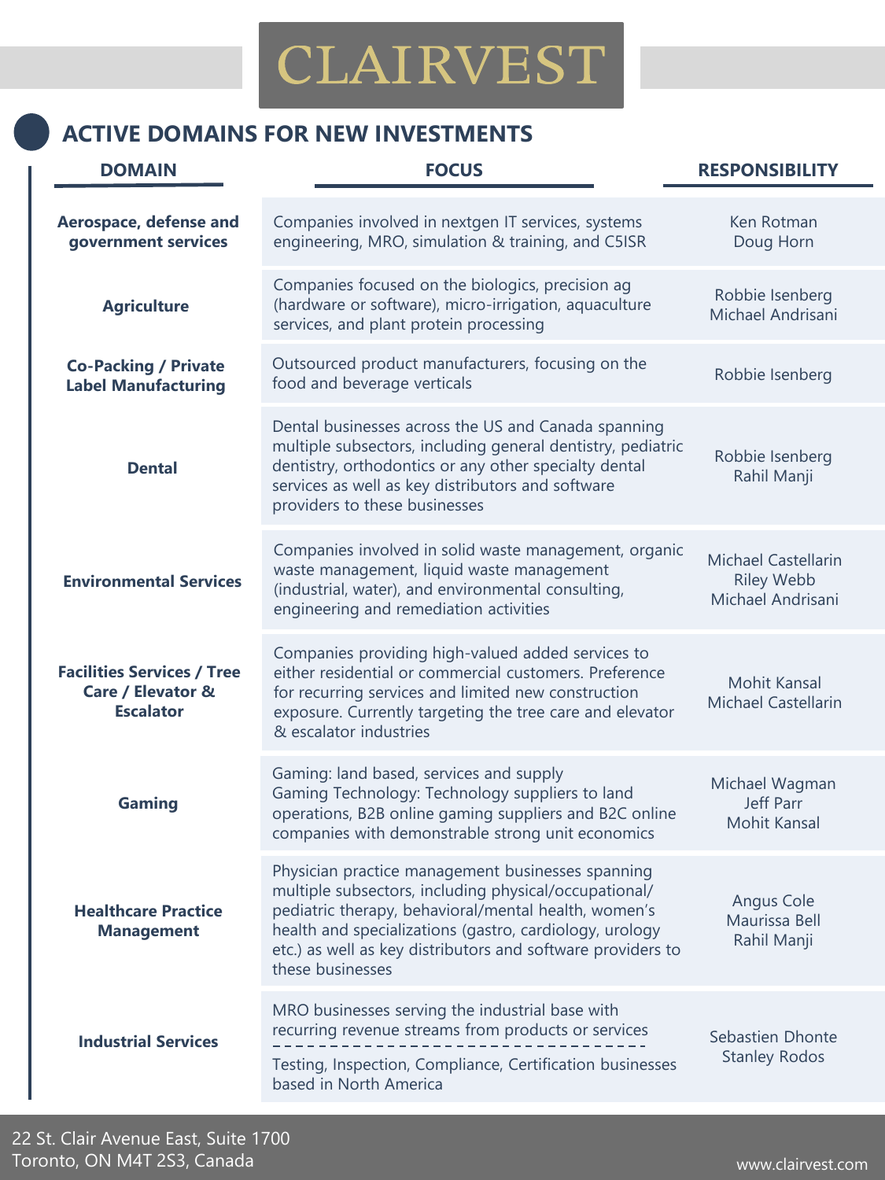# CLAIRVEST

## ACTIVE DOMAINS FOR NEW INVESTMENTS

| DOMAIN | FOCUS | RESPONSIBILITY |
|---|---|---|
| **Aerospace, defense and government services** | Companies involved in nextgen IT services, systems engineering, MRO, simulation & training, and C5ISR | Ken Rotman<br>Doug Horn |
| **Agriculture** | Companies focused on the biologics, precision ag (hardware or software), micro-irrigation, aquaculture services, and plant protein processing | Robbie Isenberg<br>Michael Andrisani |
| **Co-Packing / Private Label Manufacturing** | Outsourced product manufacturers, focusing on the food and beverage verticals | Robbie Isenberg |
| **Dental** | Dental businesses across the US and Canada spanning multiple subsectors, including general dentistry, pediatric dentistry, orthodontics or any other specialty dental services as well as key distributors and software providers to these businesses | Robbie Isenberg<br>Rahil Manji |
| **Environmental Services** | Companies involved in solid waste management, organic waste management, liquid waste management (industrial, water), and environmental consulting, engineering and remediation activities | Michael Castellarin<br>Riley Webb<br>Michael Andrisani |
| **Facilities Services / Tree Care / Elevator & Escalator** | Companies providing high-valued added services to either residential or commercial customers. Preference for recurring services and limited new construction exposure. Currently targeting the tree care and elevator & escalator industries | Mohit Kansal<br>Michael Castellarin |
| **Gaming** | Gaming: land based, services and supply<br>Gaming Technology: Technology suppliers to land operations, B2B online gaming suppliers and B2C online companies with demonstrable strong unit economics | Michael Wagman<br>Jeff Parr<br>Mohit Kansal |
| **Healthcare Practice Management** | Physician practice management businesses spanning multiple subsectors, including physical/occupational/ pediatric therapy, behavioral/mental health, women's health and specializations (gastro, cardiology, urology etc.) as well as key distributors and software providers to these businesses | Angus Cole<br>Maurissa Bell<br>Rahil Manji |
| **Industrial Services** | MRO businesses serving the industrial base with recurring revenue streams from products or services<br>---<br>Testing, Inspection, Compliance, Certification businesses based in North America | Sebastien Dhonte<br>Stanley Rodos |

22 St. Clair Avenue East, Suite 1700
Toronto, ON M4T 2S3, Canada

www.clairvest.com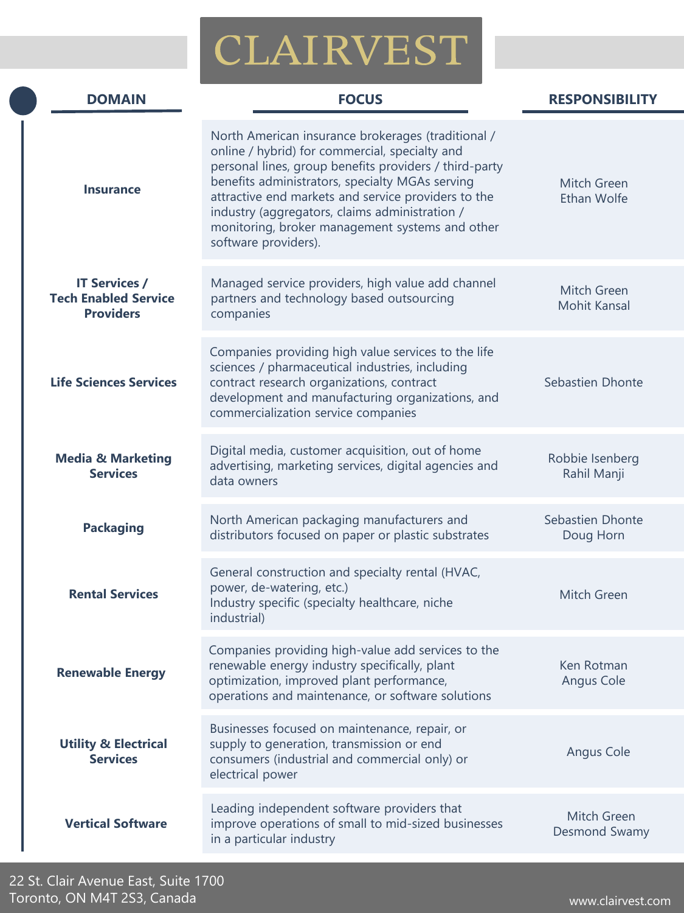# CLAIRVEST

| DOMAIN | FOCUS | RESPONSIBILITY |
| --- | --- | --- |
| **Insurance** | North American insurance brokerages (traditional / online / hybrid) for commercial, specialty and personal lines, group benefits providers / third-party benefits administrators, specialty MGAs serving attractive end markets and service providers to the industry (aggregators, claims administration / monitoring, broker management systems and other software providers). | Mitch Green<br>Ethan Wolfe |
| **IT Services / Tech Enabled Service Providers** | Managed service providers, high value add channel partners and technology based outsourcing companies | Mitch Green<br>Mohit Kansal |
| **Life Sciences Services** | Companies providing high value services to the life sciences / pharmaceutical industries, including contract research organizations, contract development and manufacturing organizations, and commercialization service companies | Sebastien Dhonte |
| **Media & Marketing Services** | Digital media, customer acquisition, out of home advertising, marketing services, digital agencies and data owners | Robbie Isenberg<br>Rahil Manji |
| **Packaging** | North American packaging manufacturers and distributors focused on paper or plastic substrates | Sebastien Dhonte<br>Doug Horn |
| **Rental Services** | General construction and specialty rental (HVAC, power, de-watering, etc.)<br>Industry specific (specialty healthcare, niche industrial) | Mitch Green |
| **Renewable Energy** | Companies providing high-value add services to the renewable energy industry specifically, plant optimization, improved plant performance, operations and maintenance, or software solutions | Ken Rotman<br>Angus Cole |
| **Utility & Electrical Services** | Businesses focused on maintenance, repair, or supply to generation, transmission or end consumers (industrial and commercial only) or electrical power | Angus Cole |
| **Vertical Software** | Leading independent software providers that improve operations of small to mid-sized businesses in a particular industry | Mitch Green<br>Desmond Swamy |

22 St. Clair Avenue East, Suite 1700
Toronto, ON M4T 2S3, Canada

www.clairvest.com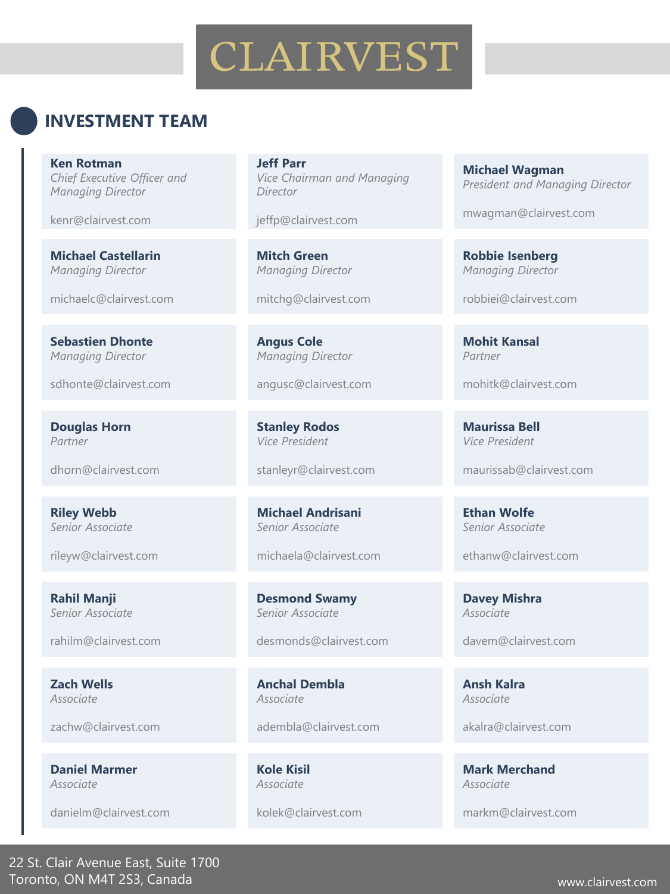# CLAIRVEST

## INVESTMENT TEAM

**Ken Rotman**
*Chief Executive Officer and Managing Director*

kenr@clairvest.com

**Jeff Parr**
*Vice Chairman and Managing Director*

jeffp@clairvest.com

**Michael Wagman**
*President and Managing Director*

mwagman@clairvest.com

**Michael Castellarin**
*Managing Director*

michaelc@clairvest.com

**Mitch Green**
*Managing Director*

mitchg@clairvest.com

**Robbie Isenberg**
*Managing Director*

robbiei@clairvest.com

**Sebastien Dhonte**
*Managing Director*

sdhonte@clairvest.com

**Angus Cole**
*Managing Director*

angusc@clairvest.com

**Mohit Kansal**
*Partner*

mohitk@clairvest.com

**Douglas Horn**
*Partner*

dhorn@clairvest.com

**Stanley Rodos**
*Vice President*

stanleyr@clairvest.com

**Maurissa Bell**
*Vice President*

maurissab@clairvest.com

**Riley Webb**
*Senior Associate*

rileyw@clairvest.com

**Michael Andrisani**
*Senior Associate*

michaela@clairvest.com

**Ethan Wolfe**
*Senior Associate*

ethanw@clairvest.com

**Rahil Manji**
*Senior Associate*

rahilm@clairvest.com

**Desmond Swamy**
*Senior Associate*

desmonds@clairvest.com

**Davey Mishra**
*Associate*

davem@clairvest.com

**Zach Wells**
*Associate*

zachw@clairvest.com

**Anchal Dembla**
*Associate*

adembla@clairvest.com

**Ansh Kalra**
*Associate*

akalra@clairvest.com

**Daniel Marmer**
*Associate*

danielm@clairvest.com

**Kole Kisil**
*Associate*

kolek@clairvest.com

**Mark Merchand**
*Associate*

markm@clairvest.com

22 St. Clair Avenue East, Suite 1700
Toronto, ON M4T 2S3, Canada

www.clairvest.com